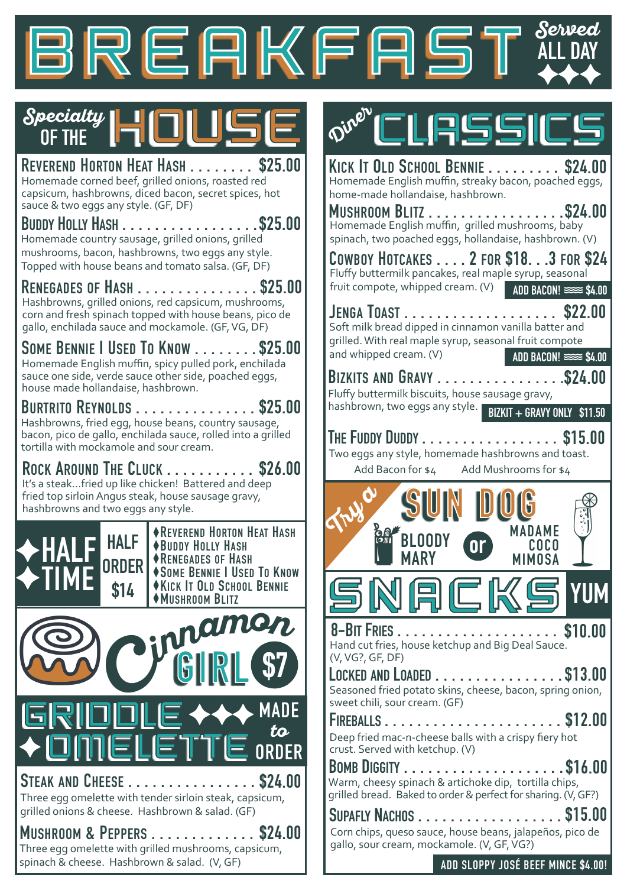# BREAKFAST

*Served* ALL DAY

## *Specialty* OF THE HOUSE

**Reverend Horton Heat Hash . . . . . . . . $25.00**
Homemade corned beef, grilled onions, roasted red capsicum, hashbrowns, diced bacon, secret spices, hot sauce & two eggs any style. (GF, DF)

**Buddy Holly Hash . . . . . . . . . . . . . . . . . $25.00**
Homemade country sausage, grilled onions, grilled mushrooms, bacon, hashbrowns, two eggs any style. Topped with house beans and tomato salsa. (GF, DF)

**Renegades of Hash . . . . . . . . . . . . . . . $25.00**
Hashbrowns, grilled onions, red capsicum, mushrooms, corn and fresh spinach topped with house beans, pico de gallo, enchilada sauce and mockamole. (GF, VG, DF)

**Some Bennie I Used To Know . . . . . . . . $25.00**
Homemade English muffin, spicy pulled pork, enchilada sauce one side, verde sauce other side, poached eggs, house made hollandaise, hashbrown.

**Burtrito Reynolds . . . . . . . . . . . . . . . $25.00**
Hashbrowns, fried egg, house beans, country sausage, bacon, pico de gallo, enchilada sauce, rolled into a grilled tortilla with mockamole and sour cream.

**Rock Around The Cluck . . . . . . . . . . . $26.00**
It's a steak...fried up like chicken! Battered and deep fried top sirloin Angus steak, house sausage gravy, hashbrowns and two eggs any style.

## ✦HALF ✦TIME

HALF ORDER $14

- ♦Reverend Horton Heat Hash
- ♦Buddy Holly Hash
- ♦Renegades of Hash
- ♦Some Bennie I Used To Know
- ♦Kick It Old School Bennie
- ♦Mushroom Blitz

## Cinnamon GIRL $7

## GRIDDLE ✦✦✦ MADE *to* ORDER ✦OMELETTE

**Steak and Cheese . . . . . . . . . . . . . . . . $24.00**
Three egg omelette with tender sirloin steak, capsicum, grilled onions & cheese. Hashbrown & salad. (GF)

**Mushroom & Peppers . . . . . . . . . . . . . $24.00**
Three egg omelette with grilled mushrooms, capsicum, spinach & cheese. Hashbrown & salad. (V, GF)

## *Diner* CLASSICS

**Kick It Old School Bennie . . . . . . . . . $24.00**
Homemade English muffin, streaky bacon, poached eggs, home-made hollandaise, hashbrown.

**Mushroom Blitz . . . . . . . . . . . . . . . . $24.00**
Homemade English muffin, grilled mushrooms, baby spinach, two poached eggs, hollandaise, hashbrown. (V)

**Cowboy Hotcakes . . . . 2 for $18. . .3 for $24**
Fluffy buttermilk pancakes, real maple syrup, seasonal fruit compote, whipped cream. (V)
ADD BACON! $4.00

**Jenga Toast . . . . . . . . . . . . . . . . . . $22.00**
Soft milk bread dipped in cinnamon vanilla batter and grilled. With real maple syrup, seasonal fruit compote and whipped cream. (V)
ADD BACON! $4.00

**Bizkits and Gravy . . . . . . . . . . . . . . . $24.00**
Fluffy buttermilk biscuits, house sausage gravy, hashbrown, two eggs any style.
BIZKIT + GRAVY ONLY $11.50

**The Fuddy Duddy . . . . . . . . . . . . . . . . $15.00**
Two eggs any style, homemade hashbrowns and toast.
Add Bacon for $4 Add Mushrooms for $4

## *Try a* SUN DOG

BLOODY MARY or MADAME COCO MIMOSA

## SNACKS YUM

**8-Bit Fries . . . . . . . . . . . . . . . . . . . $10.00**
Hand cut fries, house ketchup and Big Deal Sauce. (V, VG?, GF, DF)

**Locked and Loaded . . . . . . . . . . . . . . . $13.00**
Seasoned fried potato skins, cheese, bacon, spring onion, sweet chili, sour cream. (GF)

**Fireballs . . . . . . . . . . . . . . . . . . . . . $12.00**
Deep fried mac-n-cheese balls with a crispy fiery hot crust. Served with ketchup. (V)

**Bomb Diggity . . . . . . . . . . . . . . . . . . $16.00**
Warm, cheesy spinach & artichoke dip, tortilla chips, grilled bread. Baked to order & perfect for sharing. (V, GF?)

**Supafly Nachos . . . . . . . . . . . . . . . . . $15.00**
Corn chips, queso sauce, house beans, jalapeños, pico de gallo, sour cream, mockamole. (V, GF, VG?)
ADD SLOPPY JOSÉ BEEF MINCE $4.00!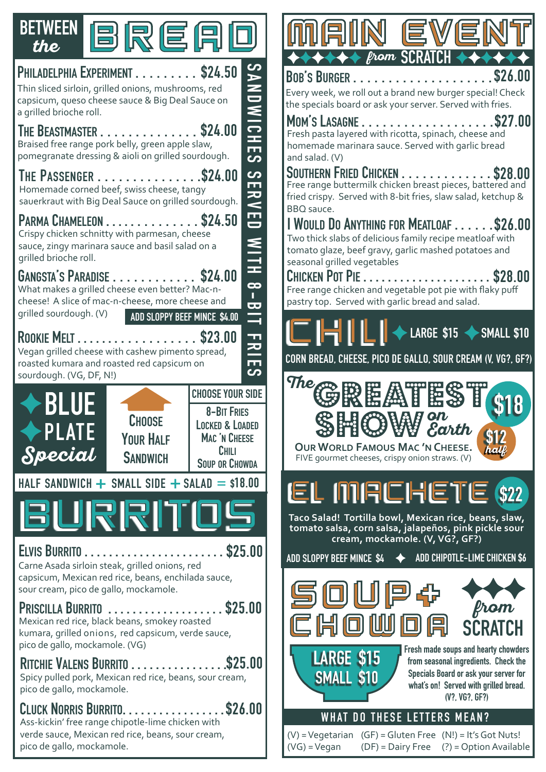# BETWEEN *the* BREAD

**SANDWICHES SERVED WITH 8-BIT FRIES**

**PHILADELPHIA EXPERIMENT . . . . . . . . . $24.50**
Thin sliced sirloin, grilled onions, mushrooms, red capsicum, queso cheese sauce & Big Deal Sauce on a grilled brioche roll.

**THE BEASTMASTER . . . . . . . . . . . . . . $24.00**
Braised free range pork belly, green apple slaw, pomegranate dressing & aioli on grilled sourdough.

**THE PASSENGER . . . . . . . . . . . . . . .$24.00**
Homemade corned beef, swiss cheese, tangy sauerkraut with Big Deal Sauce on grilled sourdough.

**PARMA CHAMELEON . . . . . . . . . . . . . . $24.50**
Crispy chicken schnitty with parmesan, cheese sauce, zingy marinara sauce and basil salad on a grilled brioche roll.

**GANGSTA'S PARADISE . . . . . . . . . . . . $24.00**
What makes a grilled cheese even better? Mac-n-cheese! A slice of mac-n-cheese, more cheese and grilled sourdough. (V)
ADD SLOPPY BEEF MINCE $4.00

**ROOKIE MELT . . . . . . . . . . . . . . . . . . $23.00**
Vegan grilled cheese with cashew pimento spread, roasted kumara and roasted red capsicum on sourdough. (VG, DF, N!)

## BLUE PLATE *Special*

CHOOSE YOUR HALF SANDWICH

CHOOSE YOUR SIDE
- 8-Bit Fries
- Locked & Loaded Mac 'n Cheese
- Chili
- Soup or Chowda

HALF SANDWICH + SMALL SIDE + SALAD = $18.00

# BURRITOS

**ELVIS BURRITO . . . . . . . . . . . . . . . . . . . . . . $25.00**
Carne Asada sirloin steak, grilled onions, red capsicum, Mexican red rice, beans, enchilada sauce, sour cream, pico de gallo, mockamole.

**PRISCILLA BURRITO . . . . . . . . . . . . . . . . . . $25.00**
Mexican red rice, black beans, smokey roasted kumara, grilled onions, red capsicum, verde sauce, pico de gallo, mockamole. (VG)

**RITCHIE VALENS BURRITO . . . . . . . . . . . . . . .$25.00**
Spicy pulled pork, Mexican red rice, beans, sour cream, pico de gallo, mockamole.

**CLUCK NORRIS BURRITO. . . . . . . . . . . . . . . . $26.00**
Ass-kickin' free range chipotle-lime chicken with verde sauce, Mexican red rice, beans, sour cream, pico de gallo, mockamole.

# MAIN EVENT

*from* SCRATCH

**BOB'S BURGER . . . . . . . . . . . . . . . . . . . . .$26.00**
Every week, we roll out a brand new burger special! Check the specials board or ask your server. Served with fries.

**MOM'S LASAGNE . . . . . . . . . . . . . . . . . . . .$27.00**
Fresh pasta layered with ricotta, spinach, cheese and homemade marinara sauce. Served with garlic bread and salad. (V)

**SOUTHERN FRIED CHICKEN . . . . . . . . . . . . . $28.00**
Free range buttermilk chicken breast pieces, battered and fried crispy. Served with 8-bit fries, slaw salad, ketchup & BBQ sauce.

**I WOULD DO ANYTHING FOR MEATLOAF . . . . . .$26.00**
Two thick slabs of delicious family recipe meatloaf with tomato glaze, beef gravy, garlic mashed potatoes and seasonal grilled vegetables

**CHICKEN POT PIE . . . . . . . . . . . . . . . . . . . . $28.00**
Free range chicken and vegetable pot pie with flaky puff pastry top. Served with garlic bread and salad.

# CHILI

LARGE $15 ✦ SMALL $10

CORN BREAD, CHEESE, PICO DE GALLO, SOUR CREAM (V, VG?, GF?)

# *The* GREATEST SHOW *on Earth*

$18 · $12 *half*

OUR WORLD FAMOUS MAC 'N CHEESE.
FIVE gourmet cheeses, crispy onion straws. (V)

# EL MACHETE $22

**Taco Salad! Tortilla bowl, Mexican rice, beans, slaw, tomato salsa, corn salsa, jalapeños, pink pickle sour cream, mockamole. (V, VG?, GF?)**

ADD SLOPPY BEEF MINCE $4 ✦ ADD CHIPOTLE-LIME CHICKEN $6

# SOUP + CHOWDA

*from* SCRATCH

LARGE $15
SMALL $10

Fresh made soups and hearty chowders from seasonal ingredients. Check the Specials Board or ask your server for what's on! Served with grilled bread. (V?, VG?, GF?)

## WHAT DO THESE LETTERS MEAN?

(V) = Vegetarian (GF) = Gluten Free (N!) = It's Got Nuts!
(VG) = Vegan (DF) = Dairy Free (?) = Option Available